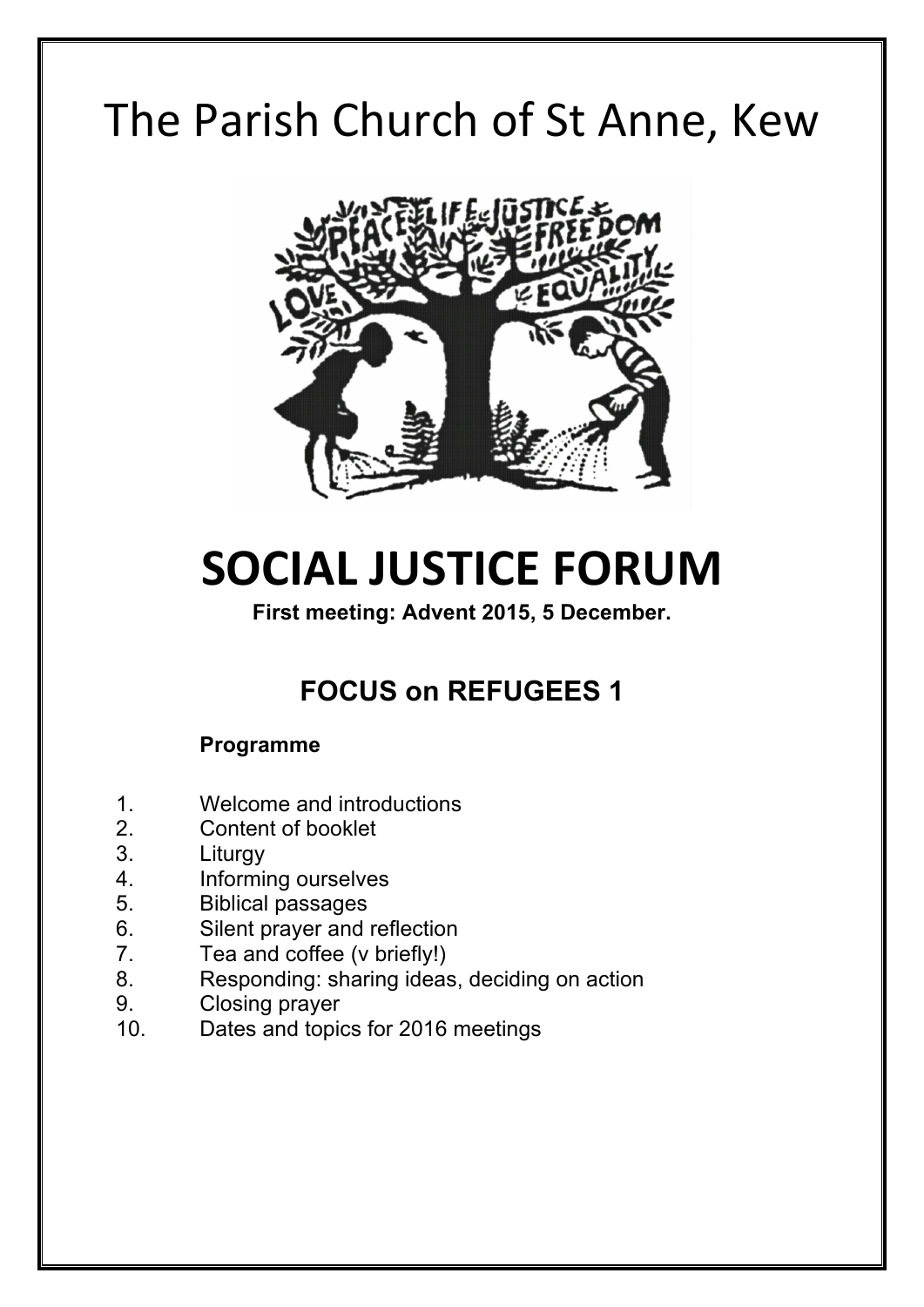# The Parish Church of St Anne, Kew

# SOCIAL JUSTICE FORUM

**First meeting: Advent 2015, 5 December.**

## FOCUS on REFUGEES 1

**Programme**

1. Welcome and introductions
2. Content of booklet
3. Liturgy
4. Informing ourselves
5. Biblical passages
6. Silent prayer and reflection
7. Tea and coffee (v briefly!)
8. Responding: sharing ideas, deciding on action
9. Closing prayer
10. Dates and topics for 2016 meetings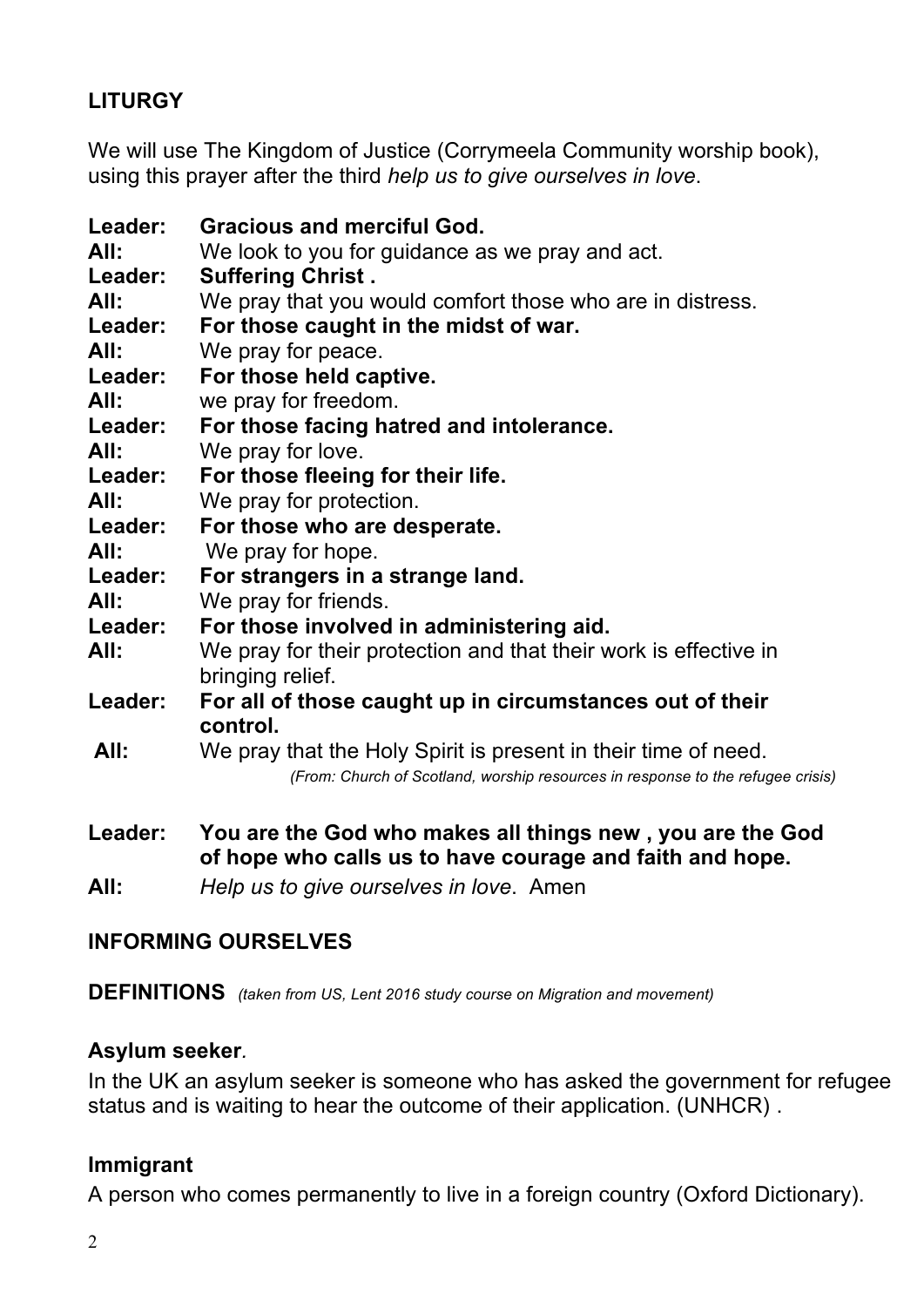## LITURGY

We will use The Kingdom of Justice (Corrymeela Community worship book), using this prayer after the third *help us to give ourselves in love*.

**Leader:** **Gracious and merciful God.**
**All:** We look to you for guidance as we pray and act.
**Leader:** **Suffering Christ .**
**All:** We pray that you would comfort those who are in distress.
**Leader:** **For those caught in the midst of war.**
**All:** We pray for peace.
**Leader:** **For those held captive.**
**All:** we pray for freedom.
**Leader:** **For those facing hatred and intolerance.**
**All:** We pray for love.
**Leader:** **For those fleeing for their life.**
**All:** We pray for protection.
**Leader:** **For those who are desperate.**
**All:** We pray for hope.
**Leader:** **For strangers in a strange land.**
**All:** We pray for friends.
**Leader:** **For those involved in administering aid.**
**All:** We pray for their protection and that their work is effective in bringing relief.
**Leader:** **For all of those caught up in circumstances out of their control.**
**All:** We pray that the Holy Spirit is present in their time of need.

*(From: Church of Scotland, worship resources in response to the refugee crisis)*

**Leader:** **You are the God who makes all things new , you are the God of hope who calls us to have courage and faith and hope.**
**All:** *Help us to give ourselves in love*. Amen

## INFORMING OURSELVES

### DEFINITIONS *(taken from US, Lent 2016 study course on Migration and movement)*

**Asylum seeker.**

In the UK an asylum seeker is someone who has asked the government for refugee status and is waiting to hear the outcome of their application. (UNHCR) .

**Immigrant**

A person who comes permanently to live in a foreign country (Oxford Dictionary).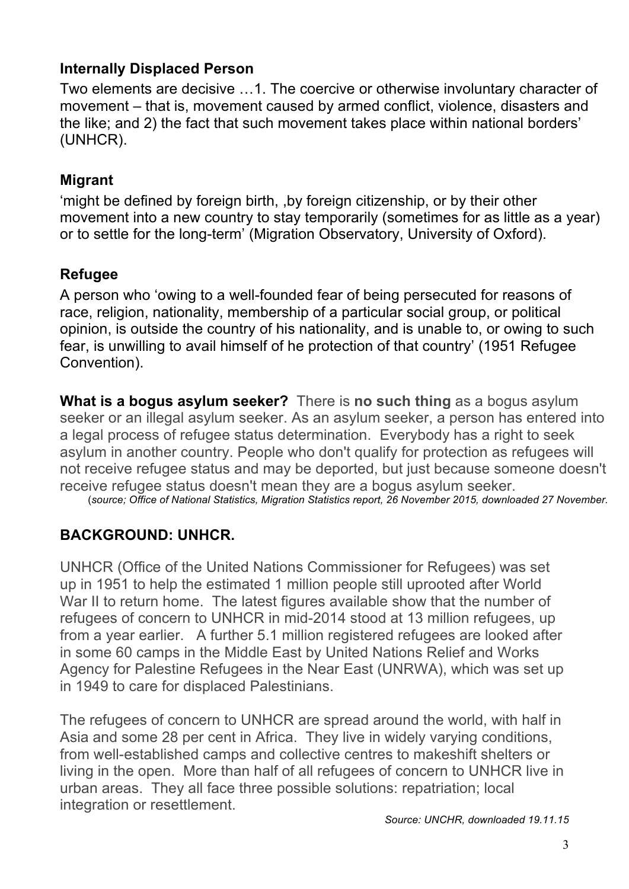### Internally Displaced Person

Two elements are decisive …1. The coercive or otherwise involuntary character of movement – that is, movement caused by armed conflict, violence, disasters and the like; and 2) the fact that such movement takes place within national borders' (UNHCR).

### Migrant

'might be defined by foreign birth, ,by foreign citizenship, or by their other movement into a new country to stay temporarily (sometimes for as little as a year) or to settle for the long-term' (Migration Observatory, University of Oxford).

### Refugee

A person who 'owing to a well-founded fear of being persecuted for reasons of race, religion, nationality, membership of a particular social group, or political opinion, is outside the country of his nationality, and is unable to, or owing to such fear, is unwilling to avail himself of he protection of that country' (1951 Refugee Convention).

**What is a bogus asylum seeker?** There is **no such thing** as a bogus asylum seeker or an illegal asylum seeker. As an asylum seeker, a person has entered into a legal process of refugee status determination. Everybody has a right to seek asylum in another country. People who don't qualify for protection as refugees will not receive refugee status and may be deported, but just because someone doesn't receive refugee status doesn't mean they are a bogus asylum seeker.

(*source; Office of National Statistics, Migration Statistics report, 26 November 2015, downloaded 27 November.*

## BACKGROUND: UNHCR.

UNHCR (Office of the United Nations Commissioner for Refugees) was set up in 1951 to help the estimated 1 million people still uprooted after World War II to return home. The latest figures available show that the number of refugees of concern to UNHCR in mid-2014 stood at 13 million refugees, up from a year earlier. A further 5.1 million registered refugees are looked after in some 60 camps in the Middle East by United Nations Relief and Works Agency for Palestine Refugees in the Near East (UNRWA), which was set up in 1949 to care for displaced Palestinians.

The refugees of concern to UNHCR are spread around the world, with half in Asia and some 28 per cent in Africa. They live in widely varying conditions, from well-established camps and collective centres to makeshift shelters or living in the open. More than half of all refugees of concern to UNHCR live in urban areas. They all face three possible solutions: repatriation; local integration or resettlement.

*Source: UNCHR, downloaded 19.11.15*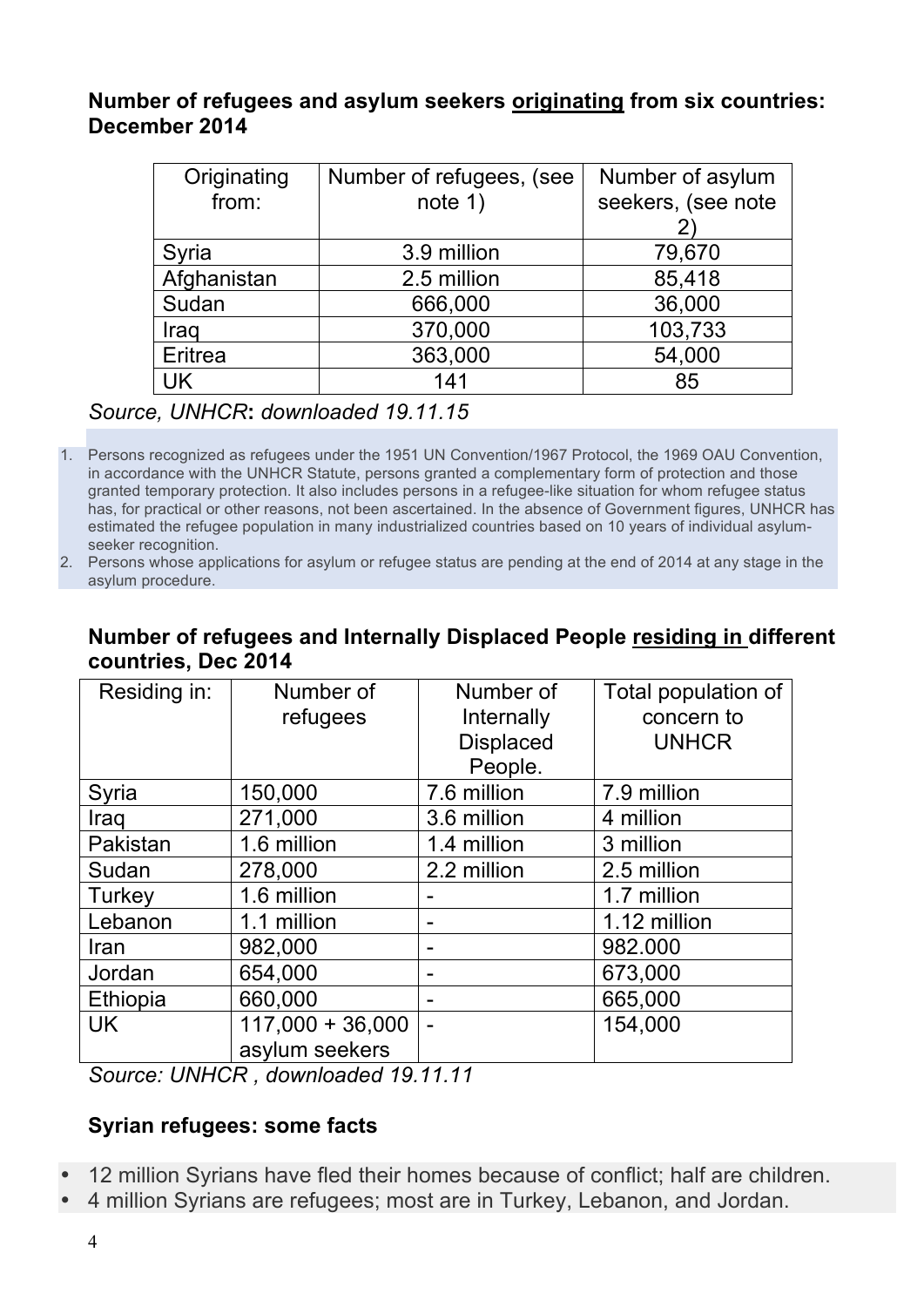**Number of refugees and asylum seekers <u>originating</u> from six countries: December 2014**

| Originating from: | Number of refugees, (see note 1) | Number of asylum seekers, (see note 2) |
|---|---|---|
| Syria | 3.9 million | 79,670 |
| Afghanistan | 2.5 million | 85,418 |
| Sudan | 666,000 | 36,000 |
| Iraq | 370,000 | 103,733 |
| Eritrea | 363,000 | 54,000 |
| UK | 141 | 85 |

*Source, UNHCR***:** *downloaded 19.11.15*

1. Persons recognized as refugees under the 1951 UN Convention/1967 Protocol, the 1969 OAU Convention, in accordance with the UNHCR Statute, persons granted a complementary form of protection and those granted temporary protection. It also includes persons in a refugee-like situation for whom refugee status has, for practical or other reasons, not been ascertained. In the absence of Government figures, UNHCR has estimated the refugee population in many industrialized countries based on 10 years of individual asylum-seeker recognition.
2. Persons whose applications for asylum or refugee status are pending at the end of 2014 at any stage in the asylum procedure.

**Number of refugees and Internally Displaced People <u>residing in</u> different countries, Dec 2014**

| Residing in: | Number of refugees | Number of Internally Displaced People. | Total population of concern to UNHCR |
|---|---|---|---|
| Syria | 150,000 | 7.6 million | 7.9 million |
| Iraq | 271,000 | 3.6 million | 4 million |
| Pakistan | 1.6 million | 1.4 million | 3 million |
| Sudan | 278,000 | 2.2 million | 2.5 million |
| Turkey | 1.6 million | - | 1.7 million |
| Lebanon | 1.1 million | - | 1.12 million |
| Iran | 982,000 | - | 982.000 |
| Jordan | 654,000 | - | 673,000 |
| Ethiopia | 660,000 | - | 665,000 |
| UK | 117,000 + 36,000 asylum seekers | - | 154,000 |

*Source: UNHCR , downloaded 19.11.11*

**Syrian refugees: some facts**

- 12 million Syrians have fled their homes because of conflict; half are children.
- 4 million Syrians are refugees; most are in Turkey, Lebanon, and Jordan.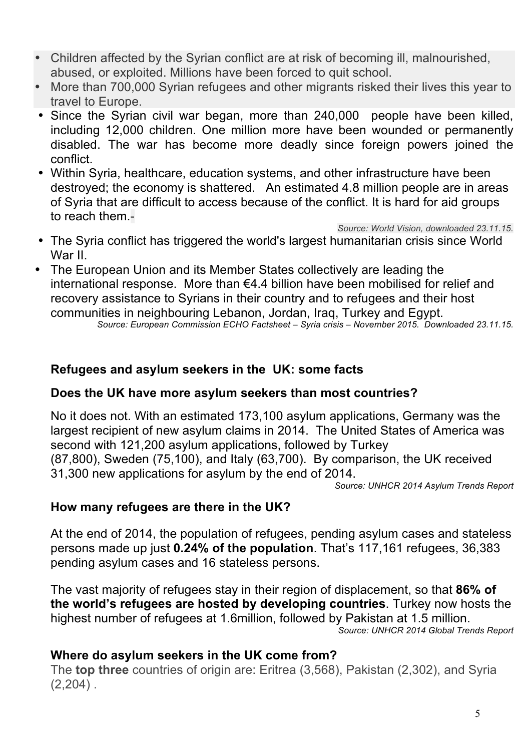- Children affected by the Syrian conflict are at risk of becoming ill, malnourished, abused, or exploited. Millions have been forced to quit school.
- More than 700,000 Syrian refugees and other migrants risked their lives this year to travel to Europe.
- Since the Syrian civil war began, more than 240,000 people have been killed, including 12,000 children. One million more have been wounded or permanently disabled. The war has become more deadly since foreign powers joined the conflict.
- Within Syria, healthcare, education systems, and other infrastructure have been destroyed; the economy is shattered. An estimated 4.8 million people are in areas of Syria that are difficult to access because of the conflict. It is hard for aid groups to reach them.-

*Source: World Vision, downloaded 23.11.15.*

- The Syria conflict has triggered the world's largest humanitarian crisis since World War II.
- The European Union and its Member States collectively are leading the international response. More than €4.4 billion have been mobilised for relief and recovery assistance to Syrians in their country and to refugees and their host communities in neighbouring Lebanon, Jordan, Iraq, Turkey and Egypt.

*Source: European Commission ECHO Factsheet – Syria crisis – November 2015. Downloaded 23.11.15.*

## Refugees and asylum seekers in the UK: some facts

### Does the UK have more asylum seekers than most countries?

No it does not. With an estimated 173,100 asylum applications, Germany was the largest recipient of new asylum claims in 2014. The United States of America was second with 121,200 asylum applications, followed by Turkey (87,800), Sweden (75,100), and Italy (63,700). By comparison, the UK received 31,300 new applications for asylum by the end of 2014.

*Source: UNHCR 2014 Asylum Trends Report*

### How many refugees are there in the UK?

At the end of 2014, the population of refugees, pending asylum cases and stateless persons made up just **0.24% of the population**. That's 117,161 refugees, 36,383 pending asylum cases and 16 stateless persons.

The vast majority of refugees stay in their region of displacement, so that **86% of the world's refugees are hosted by developing countries**. Turkey now hosts the highest number of refugees at 1.6million, followed by Pakistan at 1.5 million.

*Source: UNHCR 2014 Global Trends Report*

### Where do asylum seekers in the UK come from?

The **top three** countries of origin are: Eritrea (3,568), Pakistan (2,302), and Syria (2,204) .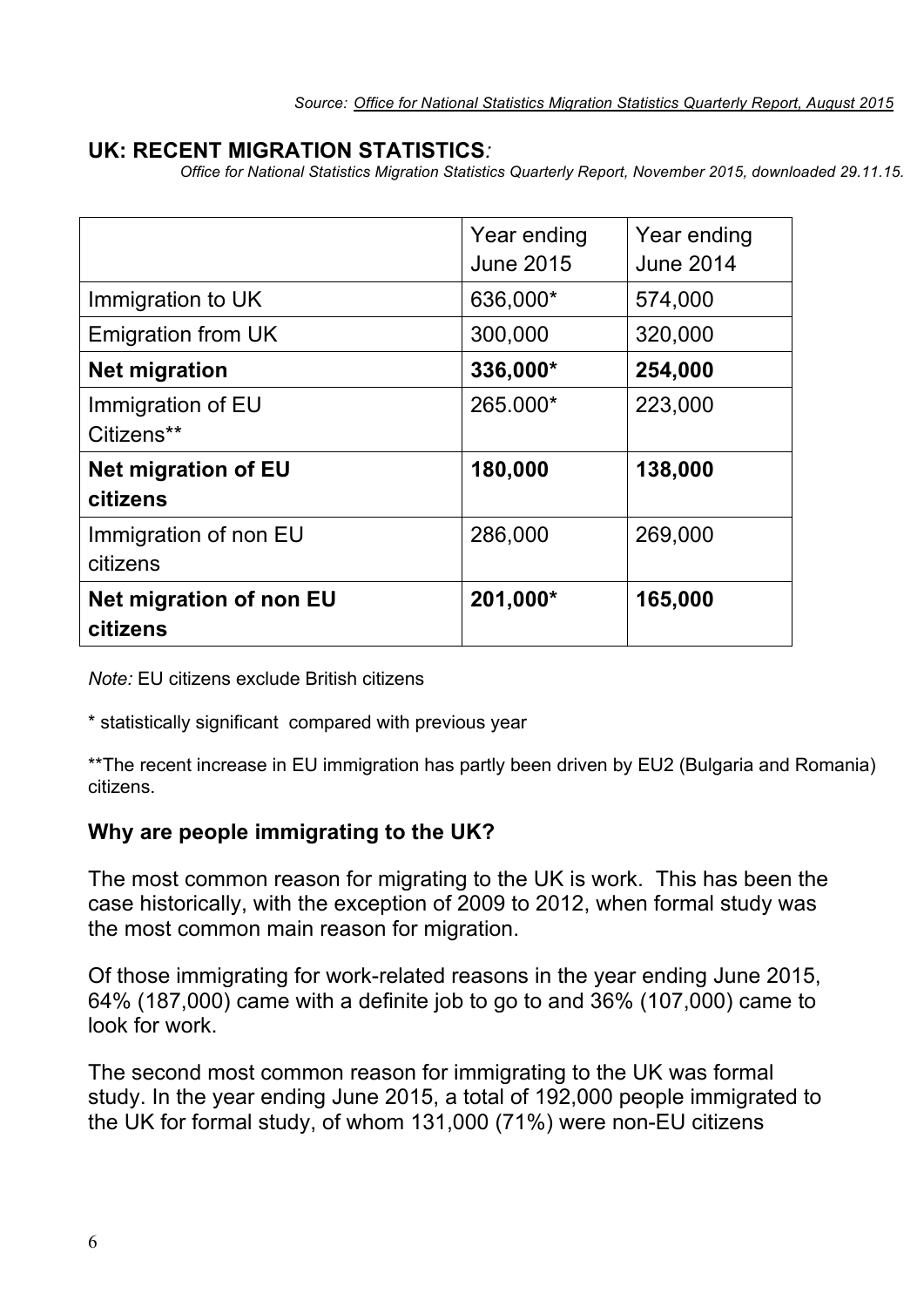*Source: Office for National Statistics Migration Statistics Quarterly Report, August 2015*

## UK: RECENT MIGRATION STATISTICS*:*

*Office for National Statistics Migration Statistics Quarterly Report, November 2015, downloaded 29.11.15.*

| | Year ending June 2015 | Year ending June 2014 |
|---|---|---|
| Immigration to UK | 636,000* | 574,000 |
| Emigration from UK | 300,000 | 320,000 |
| **Net migration** | **336,000*** | **254,000** |
| Immigration of EU Citizens** | 265.000* | 223,000 |
| **Net migration of EU citizens** | **180,000** | **138,000** |
| Immigration of non EU citizens | 286,000 | 269,000 |
| **Net migration of non EU citizens** | **201,000*** | **165,000** |

*Note:* EU citizens exclude British citizens

\* statistically significant compared with previous year

**The recent increase in EU immigration has partly been driven by EU2 (Bulgaria and Romania) citizens.

### Why are people immigrating to the UK?

The most common reason for migrating to the UK is work. This has been the case historically, with the exception of 2009 to 2012, when formal study was the most common main reason for migration.

Of those immigrating for work-related reasons in the year ending June 2015, 64% (187,000) came with a definite job to go to and 36% (107,000) came to look for work.

The second most common reason for immigrating to the UK was formal study. In the year ending June 2015, a total of 192,000 people immigrated to the UK for formal study, of whom 131,000 (71%) were non-EU citizens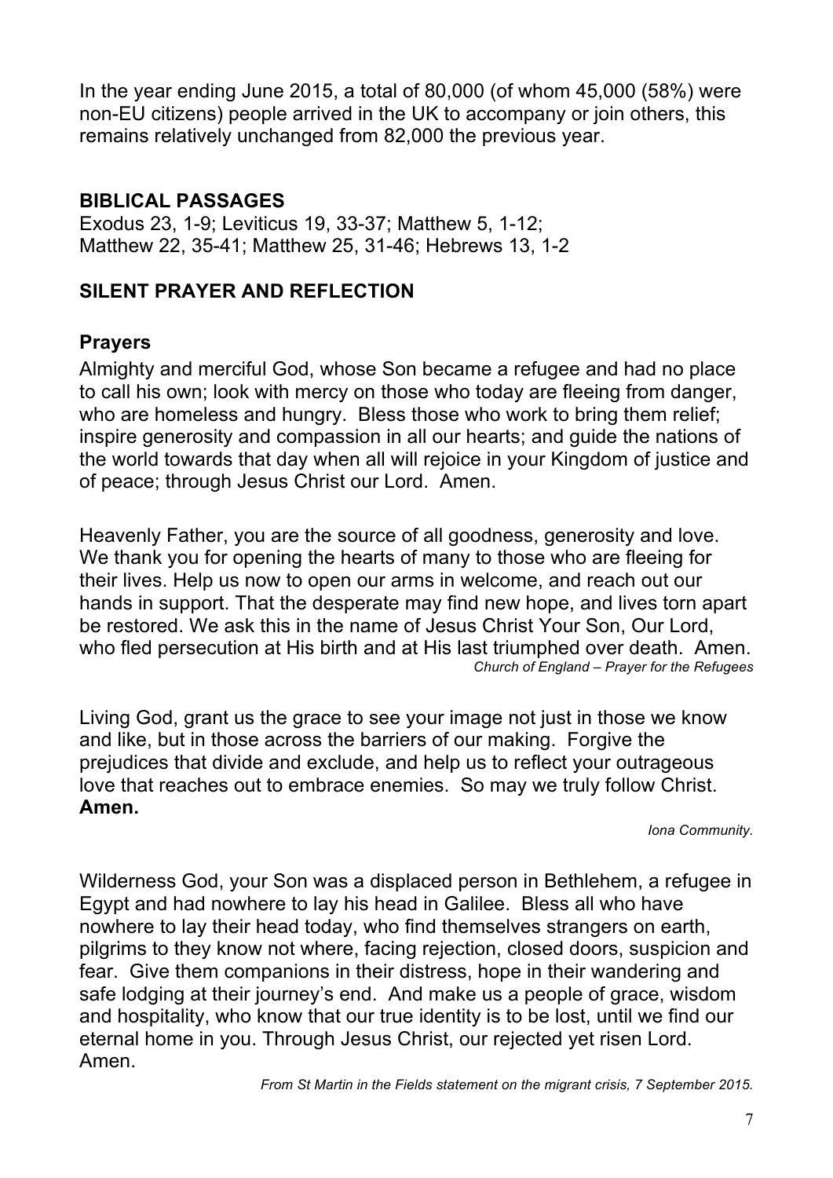In the year ending June 2015, a total of 80,000 (of whom 45,000 (58%) were non-EU citizens) people arrived in the UK to accompany or join others, this remains relatively unchanged from 82,000 the previous year.

## BIBLICAL PASSAGES

Exodus 23, 1-9; Leviticus 19, 33-37; Matthew 5, 1-12;
Matthew 22, 35-41; Matthew 25, 31-46; Hebrews 13, 1-2

## SILENT PRAYER AND REFLECTION

### Prayers

Almighty and merciful God, whose Son became a refugee and had no place to call his own; look with mercy on those who today are fleeing from danger, who are homeless and hungry. Bless those who work to bring them relief; inspire generosity and compassion in all our hearts; and guide the nations of the world towards that day when all will rejoice in your Kingdom of justice and of peace; through Jesus Christ our Lord. Amen.

Heavenly Father, you are the source of all goodness, generosity and love. We thank you for opening the hearts of many to those who are fleeing for their lives. Help us now to open our arms in welcome, and reach out our hands in support. That the desperate may find new hope, and lives torn apart be restored. We ask this in the name of Jesus Christ Your Son, Our Lord, who fled persecution at His birth and at His last triumphed over death. Amen.

*Church of England – Prayer for the Refugees*

Living God, grant us the grace to see your image not just in those we know and like, but in those across the barriers of our making. Forgive the prejudices that divide and exclude, and help us to reflect your outrageous love that reaches out to embrace enemies. So may we truly follow Christ. **Amen.**

*Iona Community.*

Wilderness God, your Son was a displaced person in Bethlehem, a refugee in Egypt and had nowhere to lay his head in Galilee. Bless all who have nowhere to lay their head today, who find themselves strangers on earth, pilgrims to they know not where, facing rejection, closed doors, suspicion and fear. Give them companions in their distress, hope in their wandering and safe lodging at their journey's end. And make us a people of grace, wisdom and hospitality, who know that our true identity is to be lost, until we find our eternal home in you. Through Jesus Christ, our rejected yet risen Lord. Amen.

*From St Martin in the Fields statement on the migrant crisis, 7 September 2015.*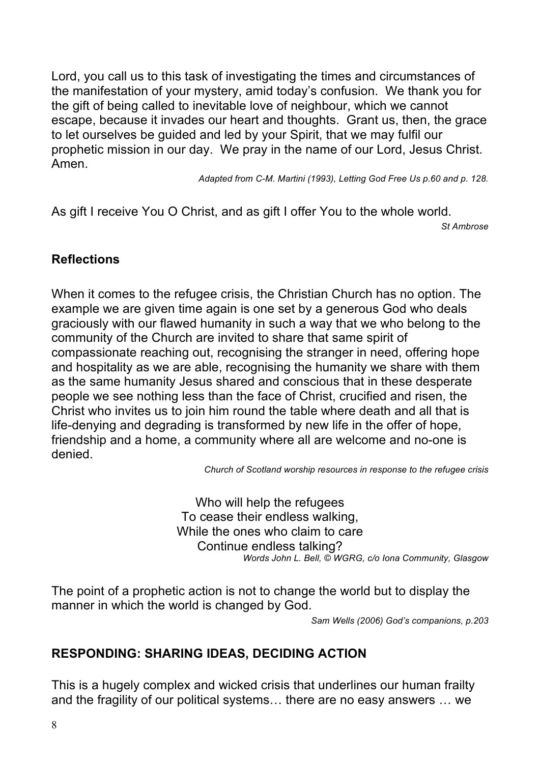Lord, you call us to this task of investigating the times and circumstances of the manifestation of your mystery, amid today's confusion. We thank you for the gift of being called to inevitable love of neighbour, which we cannot escape, because it invades our heart and thoughts. Grant us, then, the grace to let ourselves be guided and led by your Spirit, that we may fulfil our prophetic mission in our day. We pray in the name of our Lord, Jesus Christ. Amen.

*Adapted from C-M. Martini (1993), Letting God Free Us p.60 and p. 128.*

As gift I receive You O Christ, and as gift I offer You to the whole world.

*St Ambrose*

## Reflections

When it comes to the refugee crisis, the Christian Church has no option. The example we are given time again is one set by a generous God who deals graciously with our flawed humanity in such a way that we who belong to the community of the Church are invited to share that same spirit of compassionate reaching out, recognising the stranger in need, offering hope and hospitality as we are able, recognising the humanity we share with them as the same humanity Jesus shared and conscious that in these desperate people we see nothing less than the face of Christ, crucified and risen, the Christ who invites us to join him round the table where death and all that is life-denying and degrading is transformed by new life in the offer of hope, friendship and a home, a community where all are welcome and no-one is denied.

*Church of Scotland worship resources in response to the refugee crisis*

Who will help the refugees
To cease their endless walking,
While the ones who claim to care
Continue endless talking?

*Words John L. Bell, © WGRG, c/o Iona Community, Glasgow*

The point of a prophetic action is not to change the world but to display the manner in which the world is changed by God.

*Sam Wells (2006) God's companions, p.203*

## RESPONDING: SHARING IDEAS, DECIDING ACTION

This is a hugely complex and wicked crisis that underlines our human frailty and the fragility of our political systems… there are no easy answers … we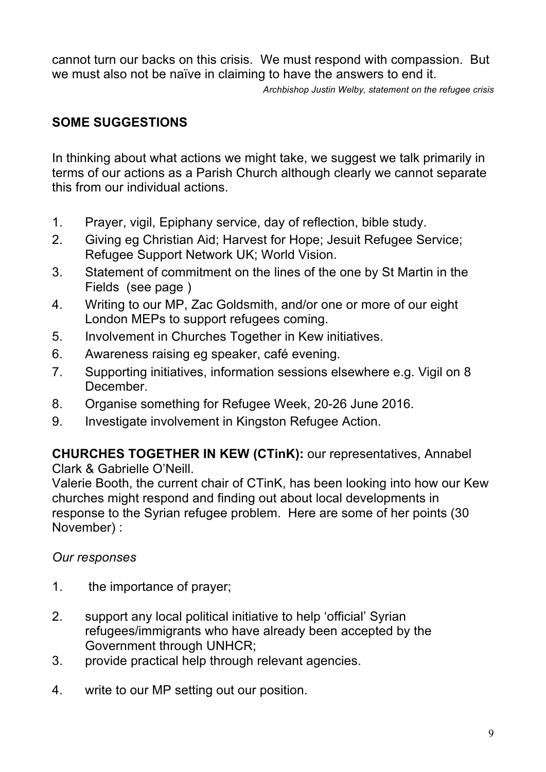cannot turn our backs on this crisis. We must respond with compassion. But we must also not be naïve in claiming to have the answers to end it.

*Archbishop Justin Welby, statement on the refugee crisis*

## SOME SUGGESTIONS

In thinking about what actions we might take, we suggest we talk primarily in terms of our actions as a Parish Church although clearly we cannot separate this from our individual actions.

1. Prayer, vigil, Epiphany service, day of reflection, bible study.
2. Giving eg Christian Aid; Harvest for Hope; Jesuit Refugee Service; Refugee Support Network UK; World Vision.
3. Statement of commitment on the lines of the one by St Martin in the Fields (see page )
4. Writing to our MP, Zac Goldsmith, and/or one or more of our eight London MEPs to support refugees coming.
5. Involvement in Churches Together in Kew initiatives.
6. Awareness raising eg speaker, café evening.
7. Supporting initiatives, information sessions elsewhere e.g. Vigil on 8 December.
8. Organise something for Refugee Week, 20-26 June 2016.
9. Investigate involvement in Kingston Refugee Action.

**CHURCHES TOGETHER IN KEW (CTinK):** our representatives, Annabel Clark & Gabrielle O'Neill.

Valerie Booth, the current chair of CTinK, has been looking into how our Kew churches might respond and finding out about local developments in response to the Syrian refugee problem. Here are some of her points (30 November) :

*Our responses*

1. the importance of prayer;
2. support any local political initiative to help 'official' Syrian refugees/immigrants who have already been accepted by the Government through UNHCR;
3. provide practical help through relevant agencies.
4. write to our MP setting out our position.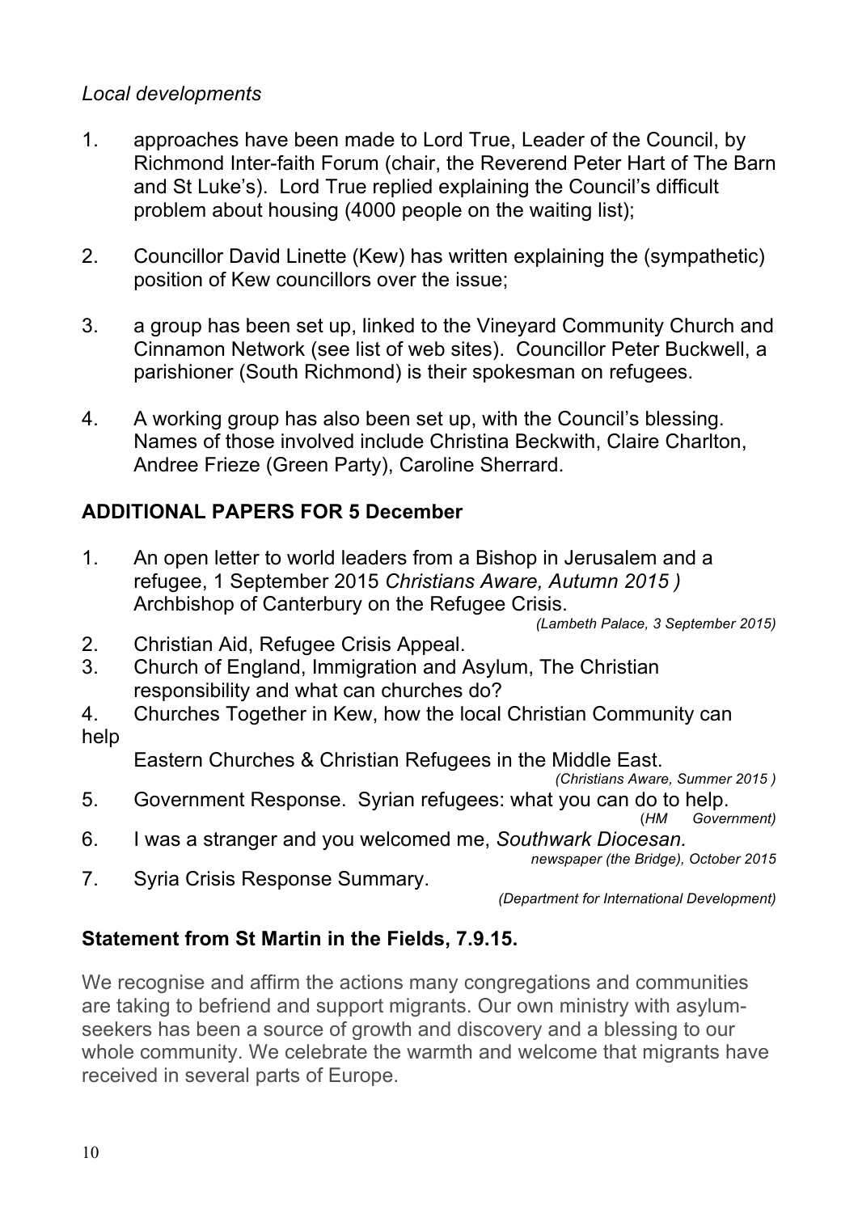*Local developments*

1. approaches have been made to Lord True, Leader of the Council, by Richmond Inter-faith Forum (chair, the Reverend Peter Hart of The Barn and St Luke's). Lord True replied explaining the Council's difficult problem about housing (4000 people on the waiting list);

2. Councillor David Linette (Kew) has written explaining the (sympathetic) position of Kew councillors over the issue;

3. a group has been set up, linked to the Vineyard Community Church and Cinnamon Network (see list of web sites). Councillor Peter Buckwell, a parishioner (South Richmond) is their spokesman on refugees.

4. A working group has also been set up, with the Council's blessing. Names of those involved include Christina Beckwith, Claire Charlton, Andree Frieze (Green Party), Caroline Sherrard.

## ADDITIONAL PAPERS FOR 5 December

1. An open letter to world leaders from a Bishop in Jerusalem and a refugee, 1 September 2015 *Christians Aware, Autumn 2015 )*
   Archbishop of Canterbury on the Refugee Crisis.
   *(Lambeth Palace, 3 September 2015)*
2. Christian Aid, Refugee Crisis Appeal.
3. Church of England, Immigration and Asylum, The Christian responsibility and what can churches do?
4. Churches Together in Kew, how the local Christian Community can help
   Eastern Churches & Christian Refugees in the Middle East.
   *(Christians Aware, Summer 2015 )*
5. Government Response. Syrian refugees: what you can do to help.
   (*HM Government)*
6. I was a stranger and you welcomed me, *Southwark Diocesan. newspaper (the Bridge), October 2015*
7. Syria Crisis Response Summary.
   *(Department for International Development)*

## Statement from St Martin in the Fields, 7.9.15.

We recognise and affirm the actions many congregations and communities are taking to befriend and support migrants. Our own ministry with asylum-seekers has been a source of growth and discovery and a blessing to our whole community. We celebrate the warmth and welcome that migrants have received in several parts of Europe.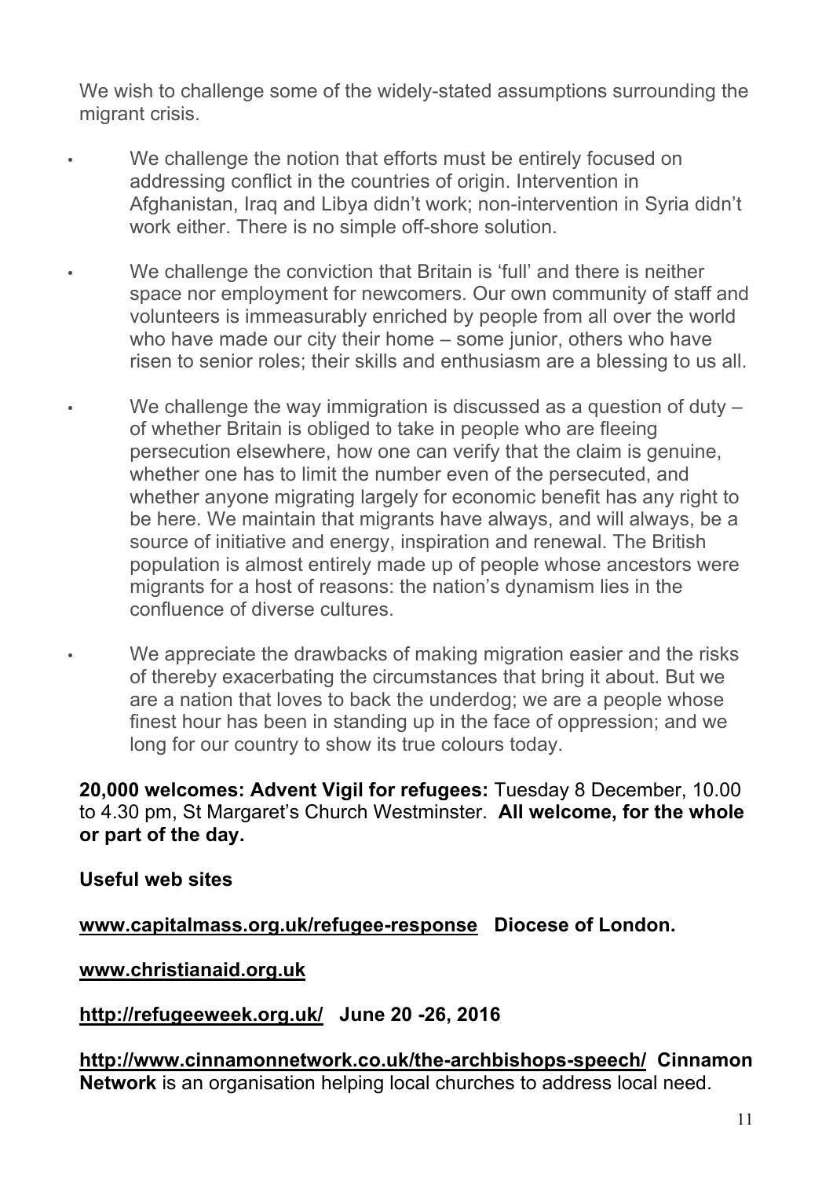We wish to challenge some of the widely-stated assumptions surrounding the migrant crisis.

- We challenge the notion that efforts must be entirely focused on addressing conflict in the countries of origin. Intervention in Afghanistan, Iraq and Libya didn't work; non-intervention in Syria didn't work either. There is no simple off-shore solution.

- We challenge the conviction that Britain is 'full' and there is neither space nor employment for newcomers. Our own community of staff and volunteers is immeasurably enriched by people from all over the world who have made our city their home – some junior, others who have risen to senior roles; their skills and enthusiasm are a blessing to us all.

- We challenge the way immigration is discussed as a question of duty – of whether Britain is obliged to take in people who are fleeing persecution elsewhere, how one can verify that the claim is genuine, whether one has to limit the number even of the persecuted, and whether anyone migrating largely for economic benefit has any right to be here. We maintain that migrants have always, and will always, be a source of initiative and energy, inspiration and renewal. The British population is almost entirely made up of people whose ancestors were migrants for a host of reasons: the nation's dynamism lies in the confluence of diverse cultures.

- We appreciate the drawbacks of making migration easier and the risks of thereby exacerbating the circumstances that bring it about. But we are a nation that loves to back the underdog; we are a people whose finest hour has been in standing up in the face of oppression; and we long for our country to show its true colours today.

**20,000 welcomes: Advent Vigil for refugees:** Tuesday 8 December, 10.00 to 4.30 pm, St Margaret's Church Westminster. **All welcome, for the whole or part of the day.**

**Useful web sites**

**www.capitalmass.org.uk/refugee-response Diocese of London.**

**www.christianaid.org.uk**

**http://refugeeweek.org.uk/ June 20 -26, 2016**

**http://www.cinnamonnetwork.co.uk/the-archbishops-speech/ Cinnamon Network** is an organisation helping local churches to address local need.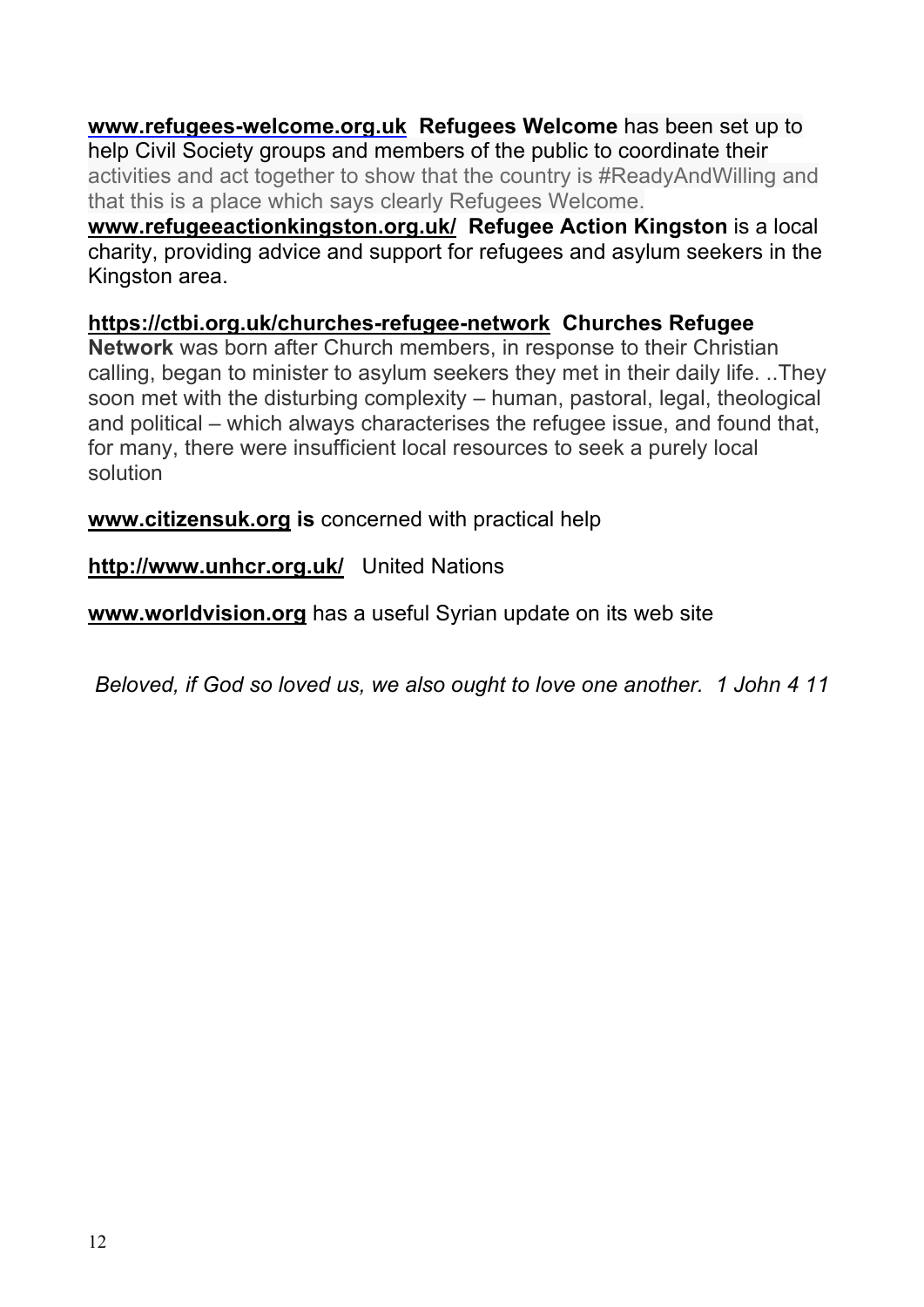**www.refugees-welcome.org.uk** **Refugees Welcome** has been set up to help Civil Society groups and members of the public to coordinate their activities and act together to show that the country is #ReadyAndWilling and that this is a place which says clearly Refugees Welcome.

**www.refugeeactionkingston.org.uk/** **Refugee Action Kingston** is a local charity, providing advice and support for refugees and asylum seekers in the Kingston area.

**https://ctbi.org.uk/churches-refugee-network** **Churches Refugee Network** was born after Church members, in response to their Christian calling, began to minister to asylum seekers they met in their daily life. ..They soon met with the disturbing complexity – human, pastoral, legal, theological and political – which always characterises the refugee issue, and found that, for many, there were insufficient local resources to seek a purely local solution

**www.citizensuk.org is** concerned with practical help

**http://www.unhcr.org.uk/** United Nations

**www.worldvision.org** has a useful Syrian update on its web site

*Beloved, if God so loved us, we also ought to love one another. 1 John 4 11*